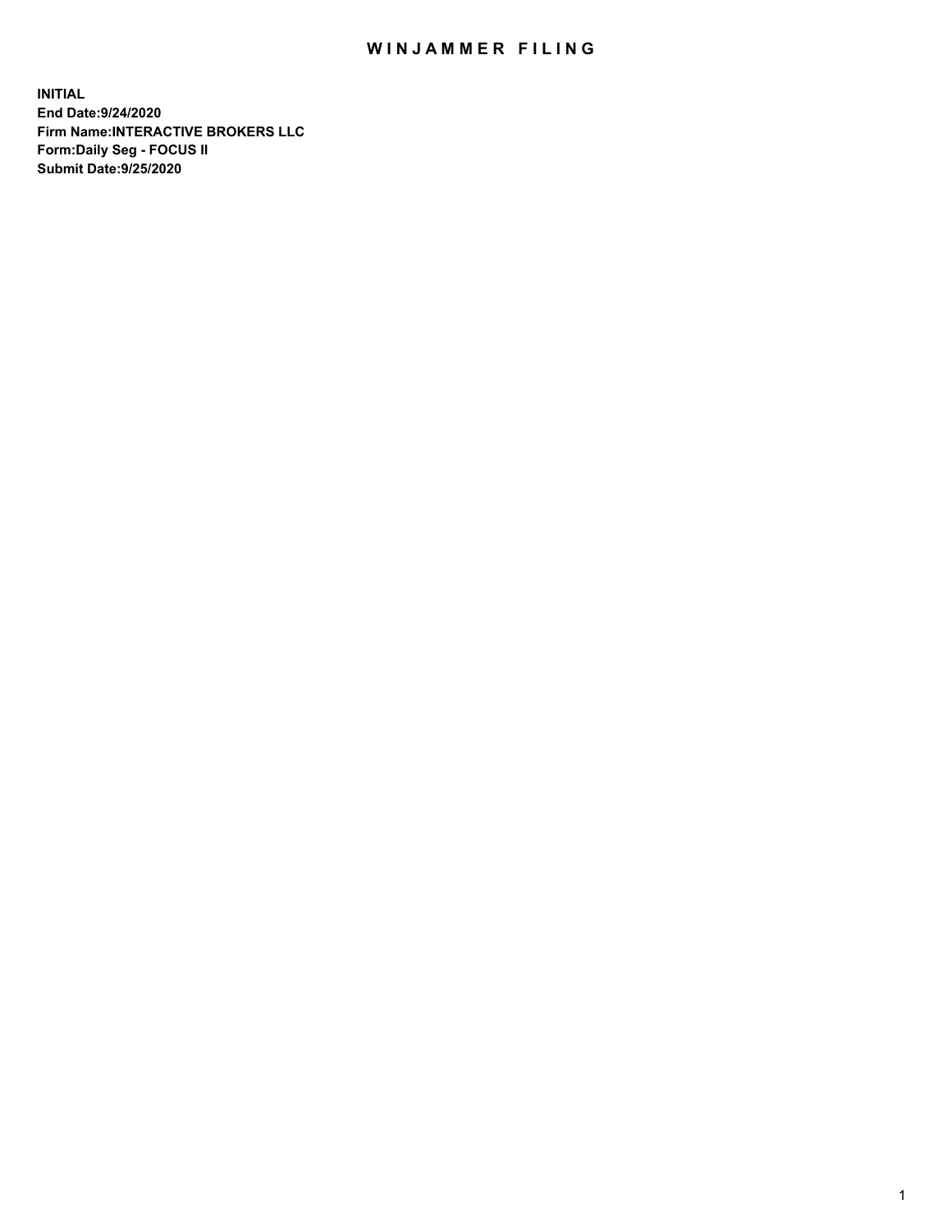# WINJAMMER FILING

**INITIAL**
**End Date:9/24/2020**
**Firm Name:INTERACTIVE BROKERS LLC**
**Form:Daily Seg - FOCUS II**
**Submit Date:9/25/2020**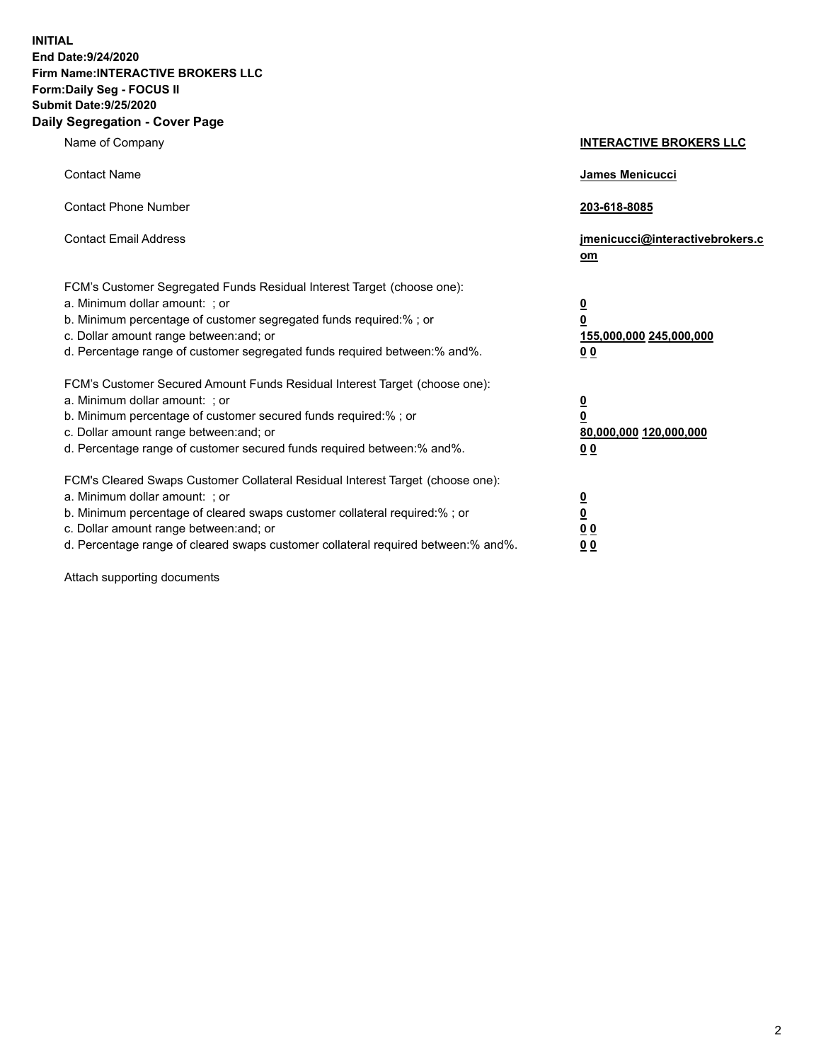**INITIAL**
**End Date:9/24/2020**
**Firm Name:INTERACTIVE BROKERS LLC**
**Form:Daily Seg - FOCUS II**
**Submit Date:9/25/2020**

## Daily Segregation - Cover Page

| | |
|---|---|
| Name of Company | **INTERACTIVE BROKERS LLC** |
| Contact Name | **James Menicucci** |
| Contact Phone Number | **203-618-8085** |
| Contact Email Address | **jmenicucci@interactivebrokers.com** |

FCM's Customer Segregated Funds Residual Interest Target (choose one):

| | |
|---|---|
| a. Minimum dollar amount: ; or | **0** |
| b. Minimum percentage of customer segregated funds required:% ; or | **0** |
| c. Dollar amount range between:and; or | **155,000,000 245,000,000** |
| d. Percentage range of customer segregated funds required between:% and%. | **0 0** |

FCM's Customer Secured Amount Funds Residual Interest Target (choose one):

| | |
|---|---|
| a. Minimum dollar amount: ; or | **0** |
| b. Minimum percentage of customer secured funds required:% ; or | **0** |
| c. Dollar amount range between:and; or | **80,000,000 120,000,000** |
| d. Percentage range of customer secured funds required between:% and%. | **0 0** |

FCM's Cleared Swaps Customer Collateral Residual Interest Target (choose one):

| | |
|---|---|
| a. Minimum dollar amount: ; or | **0** |
| b. Minimum percentage of cleared swaps customer collateral required:% ; or | **0** |
| c. Dollar amount range between:and; or | **0 0** |
| d. Percentage range of cleared swaps customer collateral required between:% and%. | **0 0** |

Attach supporting documents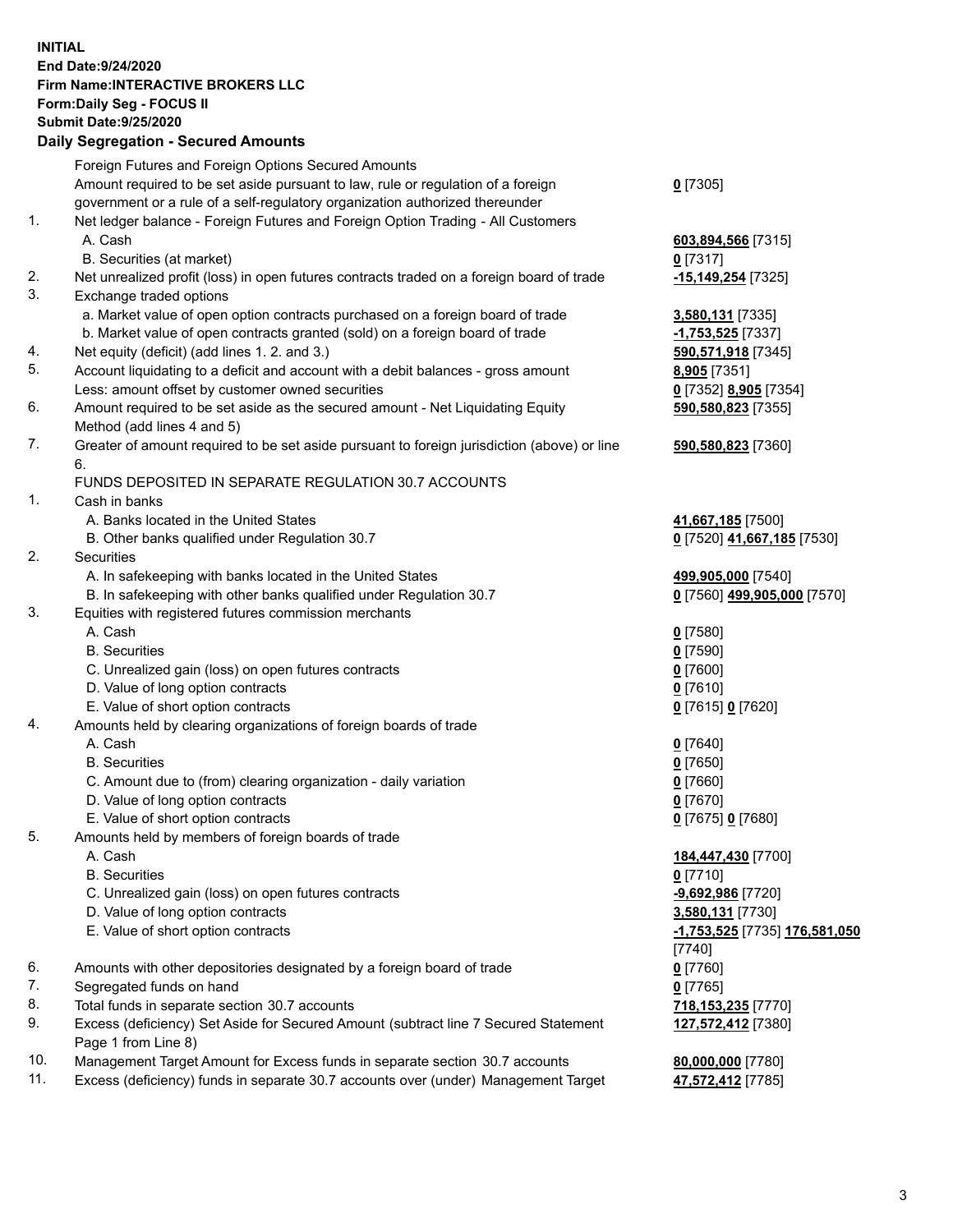**INITIAL**
**End Date:9/24/2020**
**Firm Name:INTERACTIVE BROKERS LLC**
**Form:Daily Seg - FOCUS II**
**Submit Date:9/25/2020**

## Daily Segregation - Secured Amounts

| | | |
|---|---|---|
| | Foreign Futures and Foreign Options Secured Amounts | |
| | Amount required to be set aside pursuant to law, rule or regulation of a foreign government or a rule of a self-regulatory organization authorized thereunder | **0** [7305] |
| 1. | Net ledger balance - Foreign Futures and Foreign Option Trading - All Customers | |
| | A. Cash | **603,894,566** [7315] |
| | B. Securities (at market) | **0** [7317] |
| 2. | Net unrealized profit (loss) in open futures contracts traded on a foreign board of trade | **-15,149,254** [7325] |
| 3. | Exchange traded options | |
| | a. Market value of open option contracts purchased on a foreign board of trade | **3,580,131** [7335] |
| | b. Market value of open contracts granted (sold) on a foreign board of trade | **-1,753,525** [7337] |
| 4. | Net equity (deficit) (add lines 1. 2. and 3.) | **590,571,918** [7345] |
| 5. | Account liquidating to a deficit and account with a debit balances - gross amount | **8,905** [7351] |
| | Less: amount offset by customer owned securities | **0** [7352] **8,905** [7354] |
| 6. | Amount required to be set aside as the secured amount - Net Liquidating Equity Method (add lines 4 and 5) | **590,580,823** [7355] |
| 7. | Greater of amount required to be set aside pursuant to foreign jurisdiction (above) or line 6. | **590,580,823** [7360] |
| | FUNDS DEPOSITED IN SEPARATE REGULATION 30.7 ACCOUNTS | |
| 1. | Cash in banks | |
| | A. Banks located in the United States | **41,667,185** [7500] |
| | B. Other banks qualified under Regulation 30.7 | **0** [7520] **41,667,185** [7530] |
| 2. | Securities | |
| | A. In safekeeping with banks located in the United States | **499,905,000** [7540] |
| | B. In safekeeping with other banks qualified under Regulation 30.7 | **0** [7560] **499,905,000** [7570] |
| 3. | Equities with registered futures commission merchants | |
| | A. Cash | **0** [7580] |
| | B. Securities | **0** [7590] |
| | C. Unrealized gain (loss) on open futures contracts | **0** [7600] |
| | D. Value of long option contracts | **0** [7610] |
| | E. Value of short option contracts | **0** [7615] **0** [7620] |
| 4. | Amounts held by clearing organizations of foreign boards of trade | |
| | A. Cash | **0** [7640] |
| | B. Securities | **0** [7650] |
| | C. Amount due to (from) clearing organization - daily variation | **0** [7660] |
| | D. Value of long option contracts | **0** [7670] |
| | E. Value of short option contracts | **0** [7675] **0** [7680] |
| 5. | Amounts held by members of foreign boards of trade | |
| | A. Cash | **184,447,430** [7700] |
| | B. Securities | **0** [7710] |
| | C. Unrealized gain (loss) on open futures contracts | **-9,692,986** [7720] |
| | D. Value of long option contracts | **3,580,131** [7730] |
| | E. Value of short option contracts | **-1,753,525** [7735] **176,581,050** [7740] |
| 6. | Amounts with other depositories designated by a foreign board of trade | **0** [7760] |
| 7. | Segregated funds on hand | **0** [7765] |
| 8. | Total funds in separate section 30.7 accounts | **718,153,235** [7770] |
| 9. | Excess (deficiency) Set Aside for Secured Amount (subtract line 7 Secured Statement Page 1 from Line 8) | **127,572,412** [7380] |
| 10. | Management Target Amount for Excess funds in separate section 30.7 accounts | **80,000,000** [7780] |
| 11. | Excess (deficiency) funds in separate 30.7 accounts over (under) Management Target | **47,572,412** [7785] |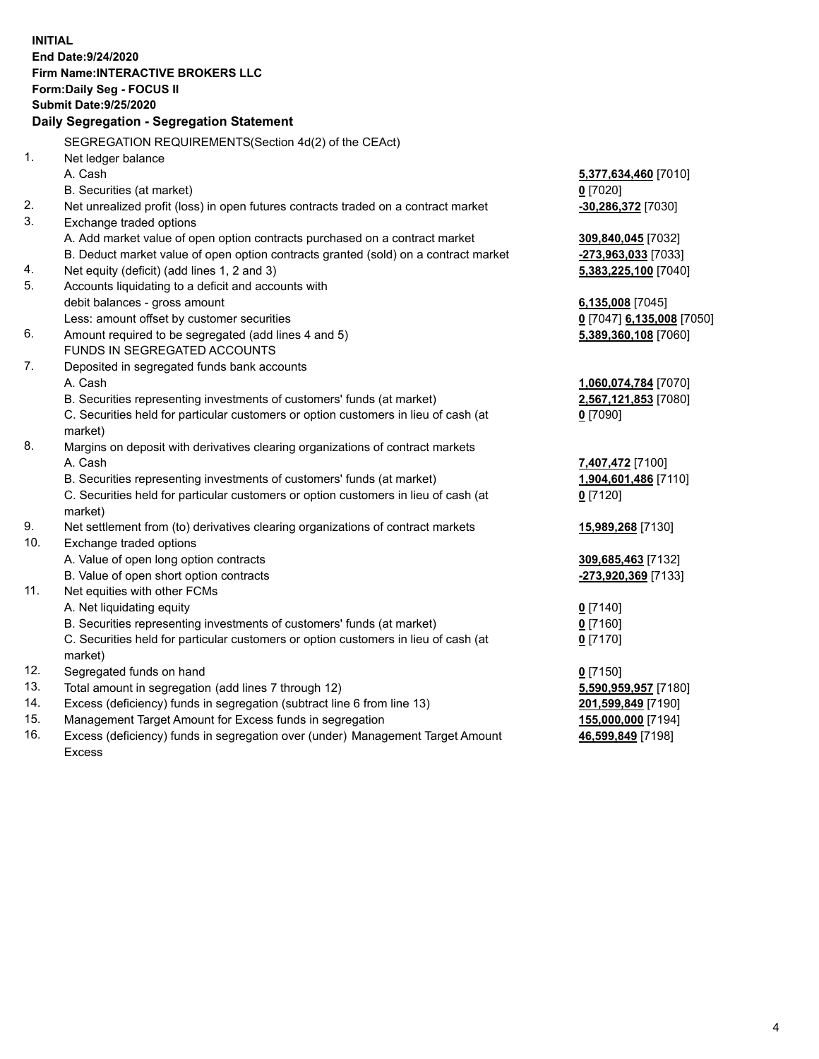**INITIAL**
**End Date:9/24/2020**
**Firm Name:INTERACTIVE BROKERS LLC**
**Form:Daily Seg - FOCUS II**
**Submit Date:9/25/2020**

## Daily Segregation - Segregation Statement

SEGREGATION REQUIREMENTS(Section 4d(2) of the CEAct)

| | | |
|---|---|---|
| 1. | Net ledger balance | |
| | A. Cash | **5,377,634,460** [7010] |
| | B. Securities (at market) | **0** [7020] |
| 2. | Net unrealized profit (loss) in open futures contracts traded on a contract market | **-30,286,372** [7030] |
| 3. | Exchange traded options | |
| | A. Add market value of open option contracts purchased on a contract market | **309,840,045** [7032] |
| | B. Deduct market value of open option contracts granted (sold) on a contract market | **-273,963,033** [7033] |
| 4. | Net equity (deficit) (add lines 1, 2 and 3) | **5,383,225,100** [7040] |
| 5. | Accounts liquidating to a deficit and accounts with debit balances - gross amount | **6,135,008** [7045] |
| | Less: amount offset by customer securities | **0** [7047] **6,135,008** [7050] |
| 6. | Amount required to be segregated (add lines 4 and 5) | **5,389,360,108** [7060] |
| | FUNDS IN SEGREGATED ACCOUNTS | |
| 7. | Deposited in segregated funds bank accounts | |
| | A. Cash | **1,060,074,784** [7070] |
| | B. Securities representing investments of customers' funds (at market) | **2,567,121,853** [7080] |
| | C. Securities held for particular customers or option customers in lieu of cash (at market) | **0** [7090] |
| 8. | Margins on deposit with derivatives clearing organizations of contract markets | |
| | A. Cash | **7,407,472** [7100] |
| | B. Securities representing investments of customers' funds (at market) | **1,904,601,486** [7110] |
| | C. Securities held for particular customers or option customers in lieu of cash (at market) | **0** [7120] |
| 9. | Net settlement from (to) derivatives clearing organizations of contract markets | **15,989,268** [7130] |
| 10. | Exchange traded options | |
| | A. Value of open long option contracts | **309,685,463** [7132] |
| | B. Value of open short option contracts | **-273,920,369** [7133] |
| 11. | Net equities with other FCMs | |
| | A. Net liquidating equity | **0** [7140] |
| | B. Securities representing investments of customers' funds (at market) | **0** [7160] |
| | C. Securities held for particular customers or option customers in lieu of cash (at market) | **0** [7170] |
| 12. | Segregated funds on hand | **0** [7150] |
| 13. | Total amount in segregation (add lines 7 through 12) | **5,590,959,957** [7180] |
| 14. | Excess (deficiency) funds in segregation (subtract line 6 from line 13) | **201,599,849** [7190] |
| 15. | Management Target Amount for Excess funds in segregation | **155,000,000** [7194] |
| 16. | Excess (deficiency) funds in segregation over (under) Management Target Amount Excess | **46,599,849** [7198] |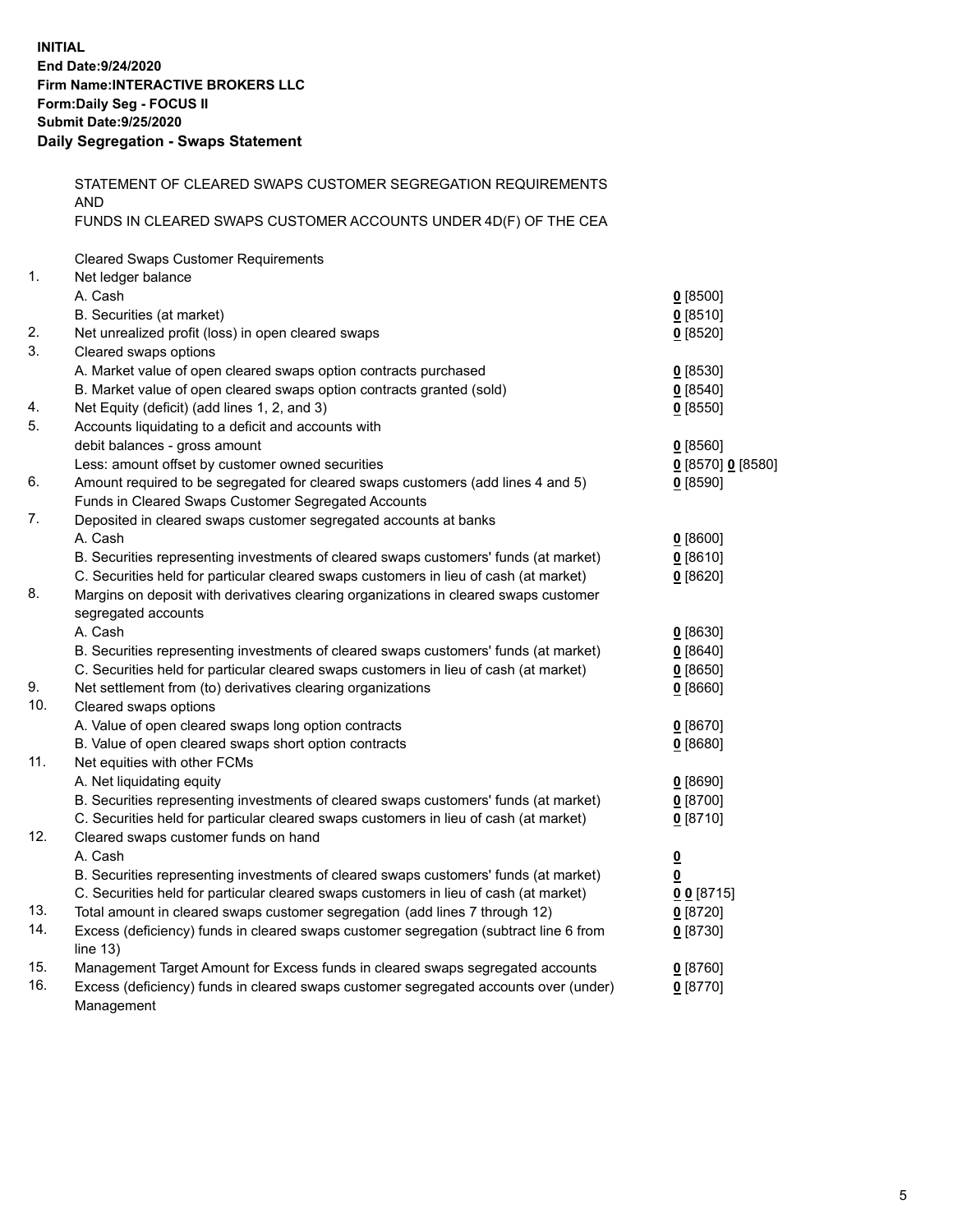**INITIAL**
**End Date:9/24/2020**
**Firm Name:INTERACTIVE BROKERS LLC**
**Form:Daily Seg - FOCUS II**
**Submit Date:9/25/2020**
**Daily Segregation - Swaps Statement**

STATEMENT OF CLEARED SWAPS CUSTOMER SEGREGATION REQUIREMENTS AND FUNDS IN CLEARED SWAPS CUSTOMER ACCOUNTS UNDER 4D(F) OF THE CEA

| | | |
|---|---|---|
| | Cleared Swaps Customer Requirements | |
| 1. | Net ledger balance | |
| | A. Cash | 0 [8500] |
| | B. Securities (at market) | 0 [8510] |
| 2. | Net unrealized profit (loss) in open cleared swaps | 0 [8520] |
| 3. | Cleared swaps options | |
| | A. Market value of open cleared swaps option contracts purchased | 0 [8530] |
| | B. Market value of open cleared swaps option contracts granted (sold) | 0 [8540] |
| 4. | Net Equity (deficit) (add lines 1, 2, and 3) | 0 [8550] |
| 5. | Accounts liquidating to a deficit and accounts with | |
| | debit balances - gross amount | 0 [8560] |
| | Less: amount offset by customer owned securities | 0 [8570] 0 [8580] |
| 6. | Amount required to be segregated for cleared swaps customers (add lines 4 and 5) | 0 [8590] |
| | Funds in Cleared Swaps Customer Segregated Accounts | |
| 7. | Deposited in cleared swaps customer segregated accounts at banks | |
| | A. Cash | 0 [8600] |
| | B. Securities representing investments of cleared swaps customers' funds (at market) | 0 [8610] |
| | C. Securities held for particular cleared swaps customers in lieu of cash (at market) | 0 [8620] |
| 8. | Margins on deposit with derivatives clearing organizations in cleared swaps customer segregated accounts | |
| | A. Cash | 0 [8630] |
| | B. Securities representing investments of cleared swaps customers' funds (at market) | 0 [8640] |
| | C. Securities held for particular cleared swaps customers in lieu of cash (at market) | 0 [8650] |
| 9. | Net settlement from (to) derivatives clearing organizations | 0 [8660] |
| 10. | Cleared swaps options | |
| | A. Value of open cleared swaps long option contracts | 0 [8670] |
| | B. Value of open cleared swaps short option contracts | 0 [8680] |
| 11. | Net equities with other FCMs | |
| | A. Net liquidating equity | 0 [8690] |
| | B. Securities representing investments of cleared swaps customers' funds (at market) | 0 [8700] |
| | C. Securities held for particular cleared swaps customers in lieu of cash (at market) | 0 [8710] |
| 12. | Cleared swaps customer funds on hand | |
| | A. Cash | 0 |
| | B. Securities representing investments of cleared swaps customers' funds (at market) | 0 |
| | C. Securities held for particular cleared swaps customers in lieu of cash (at market) | 0 0 [8715] |
| 13. | Total amount in cleared swaps customer segregation (add lines 7 through 12) | 0 [8720] |
| 14. | Excess (deficiency) funds in cleared swaps customer segregation (subtract line 6 from line 13) | 0 [8730] |
| 15. | Management Target Amount for Excess funds in cleared swaps segregated accounts | 0 [8760] |
| 16. | Excess (deficiency) funds in cleared swaps customer segregated accounts over (under) Management | 0 [8770] |